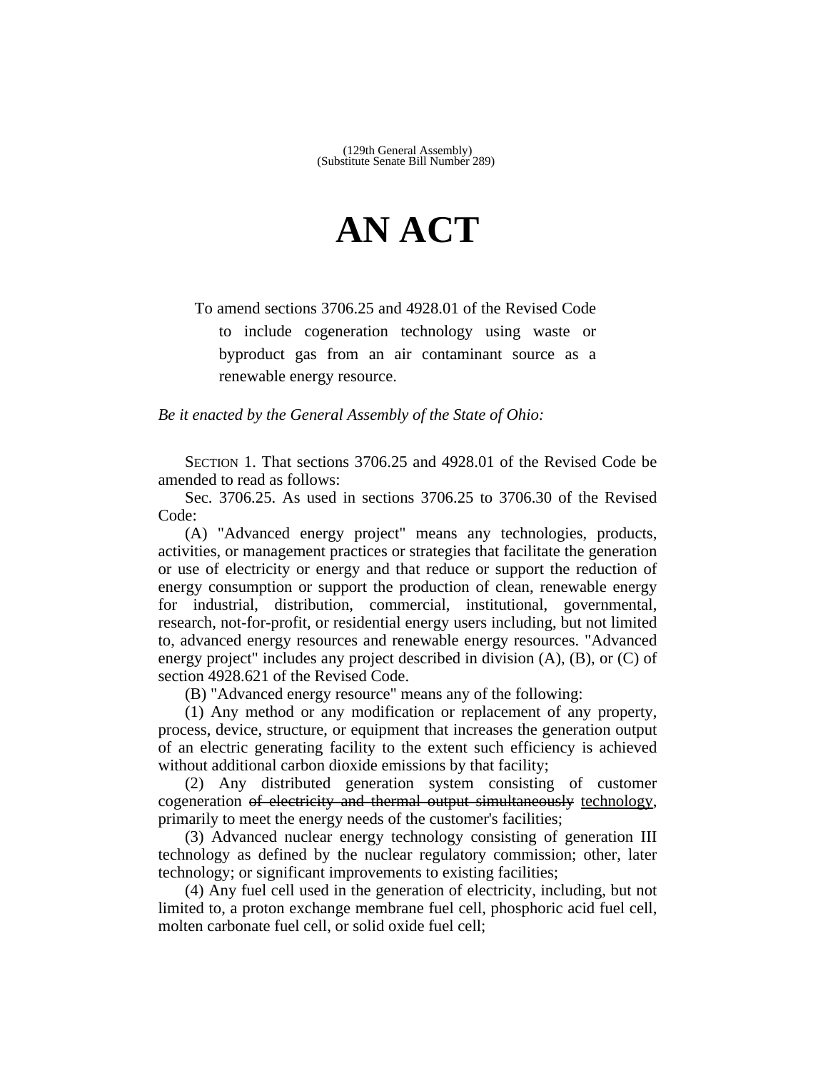(129th General Assembly)
(Substitute Senate Bill Number 289)

# AN ACT

To amend sections 3706.25 and 4928.01 of the Revised Code to include cogeneration technology using waste or byproduct gas from an air contaminant source as a renewable energy resource.

*Be it enacted by the General Assembly of the State of Ohio:*

SECTION 1. That sections 3706.25 and 4928.01 of the Revised Code be amended to read as follows:

Sec. 3706.25. As used in sections 3706.25 to 3706.30 of the Revised Code:

(A) "Advanced energy project" means any technologies, products, activities, or management practices or strategies that facilitate the generation or use of electricity or energy and that reduce or support the reduction of energy consumption or support the production of clean, renewable energy for industrial, distribution, commercial, institutional, governmental, research, not-for-profit, or residential energy users including, but not limited to, advanced energy resources and renewable energy resources. "Advanced energy project" includes any project described in division (A), (B), or (C) of section 4928.621 of the Revised Code.

(B) "Advanced energy resource" means any of the following:

(1) Any method or any modification or replacement of any property, process, device, structure, or equipment that increases the generation output of an electric generating facility to the extent such efficiency is achieved without additional carbon dioxide emissions by that facility;

(2) Any distributed generation system consisting of customer cogeneration ~~of electricity and thermal output simultaneously~~ <u>technology</u>, primarily to meet the energy needs of the customer's facilities;

(3) Advanced nuclear energy technology consisting of generation III technology as defined by the nuclear regulatory commission; other, later technology; or significant improvements to existing facilities;

(4) Any fuel cell used in the generation of electricity, including, but not limited to, a proton exchange membrane fuel cell, phosphoric acid fuel cell, molten carbonate fuel cell, or solid oxide fuel cell;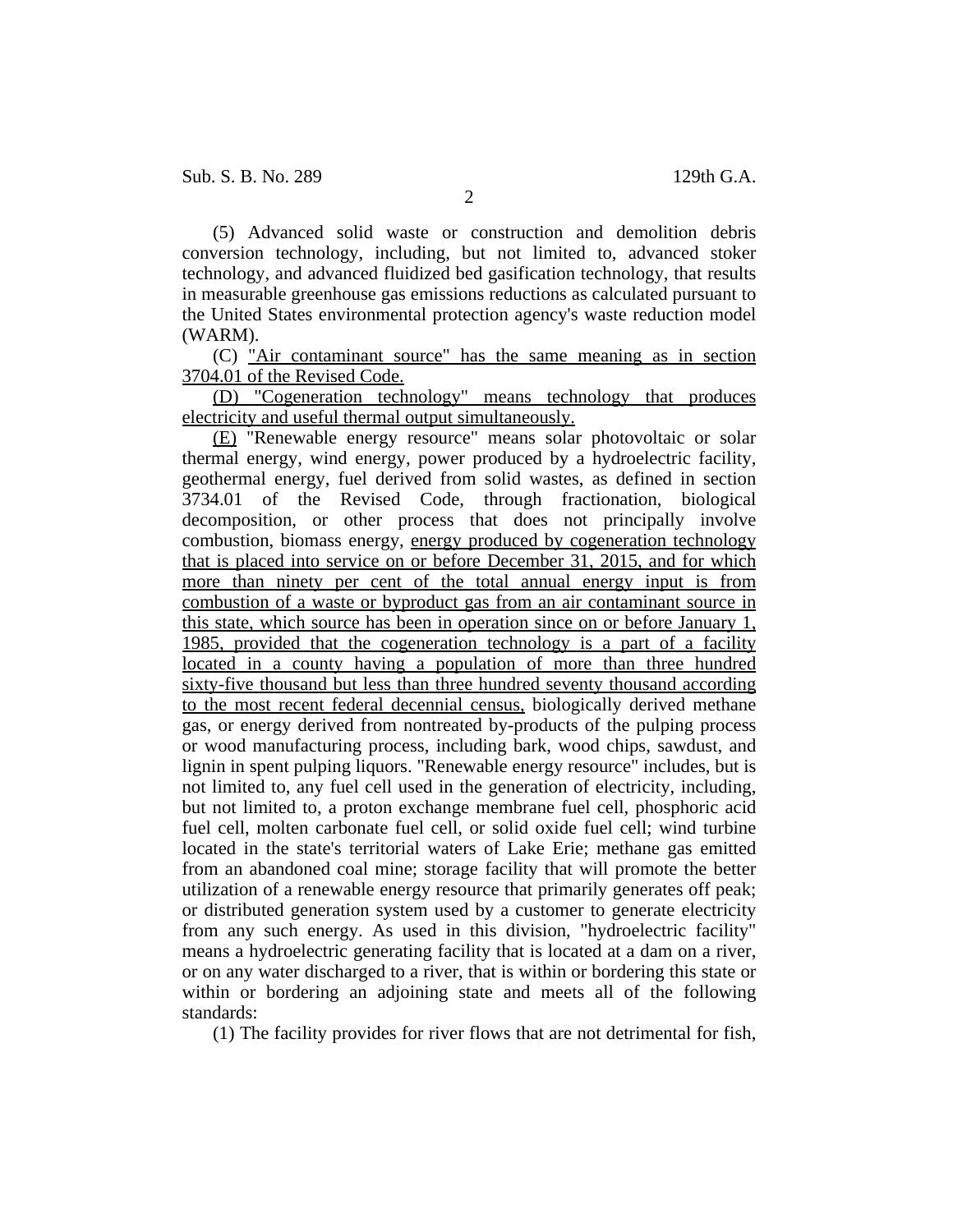(5) Advanced solid waste or construction and demolition debris conversion technology, including, but not limited to, advanced stoker technology, and advanced fluidized bed gasification technology, that results in measurable greenhouse gas emissions reductions as calculated pursuant to the United States environmental protection agency's waste reduction model (WARM).

(C) <u>"Air contaminant source" has the same meaning as in section 3704.01 of the Revised Code.</u>

<u>(D) "Cogeneration technology" means technology that produces electricity and useful thermal output simultaneously.</u>

<u>(E)</u> "Renewable energy resource" means solar photovoltaic or solar thermal energy, wind energy, power produced by a hydroelectric facility, geothermal energy, fuel derived from solid wastes, as defined in section 3734.01 of the Revised Code, through fractionation, biological decomposition, or other process that does not principally involve combustion, biomass energy, <u>energy produced by cogeneration technology that is placed into service on or before December 31, 2015, and for which more than ninety per cent of the total annual energy input is from combustion of a waste or byproduct gas from an air contaminant source in this state, which source has been in operation since on or before January 1, 1985, provided that the cogeneration technology is a part of a facility located in a county having a population of more than three hundred sixty-five thousand but less than three hundred seventy thousand according to the most recent federal decennial census,</u> biologically derived methane gas, or energy derived from nontreated by-products of the pulping process or wood manufacturing process, including bark, wood chips, sawdust, and lignin in spent pulping liquors. "Renewable energy resource" includes, but is not limited to, any fuel cell used in the generation of electricity, including, but not limited to, a proton exchange membrane fuel cell, phosphoric acid fuel cell, molten carbonate fuel cell, or solid oxide fuel cell; wind turbine located in the state's territorial waters of Lake Erie; methane gas emitted from an abandoned coal mine; storage facility that will promote the better utilization of a renewable energy resource that primarily generates off peak; or distributed generation system used by a customer to generate electricity from any such energy. As used in this division, "hydroelectric facility" means a hydroelectric generating facility that is located at a dam on a river, or on any water discharged to a river, that is within or bordering this state or within or bordering an adjoining state and meets all of the following standards:

(1) The facility provides for river flows that are not detrimental for fish,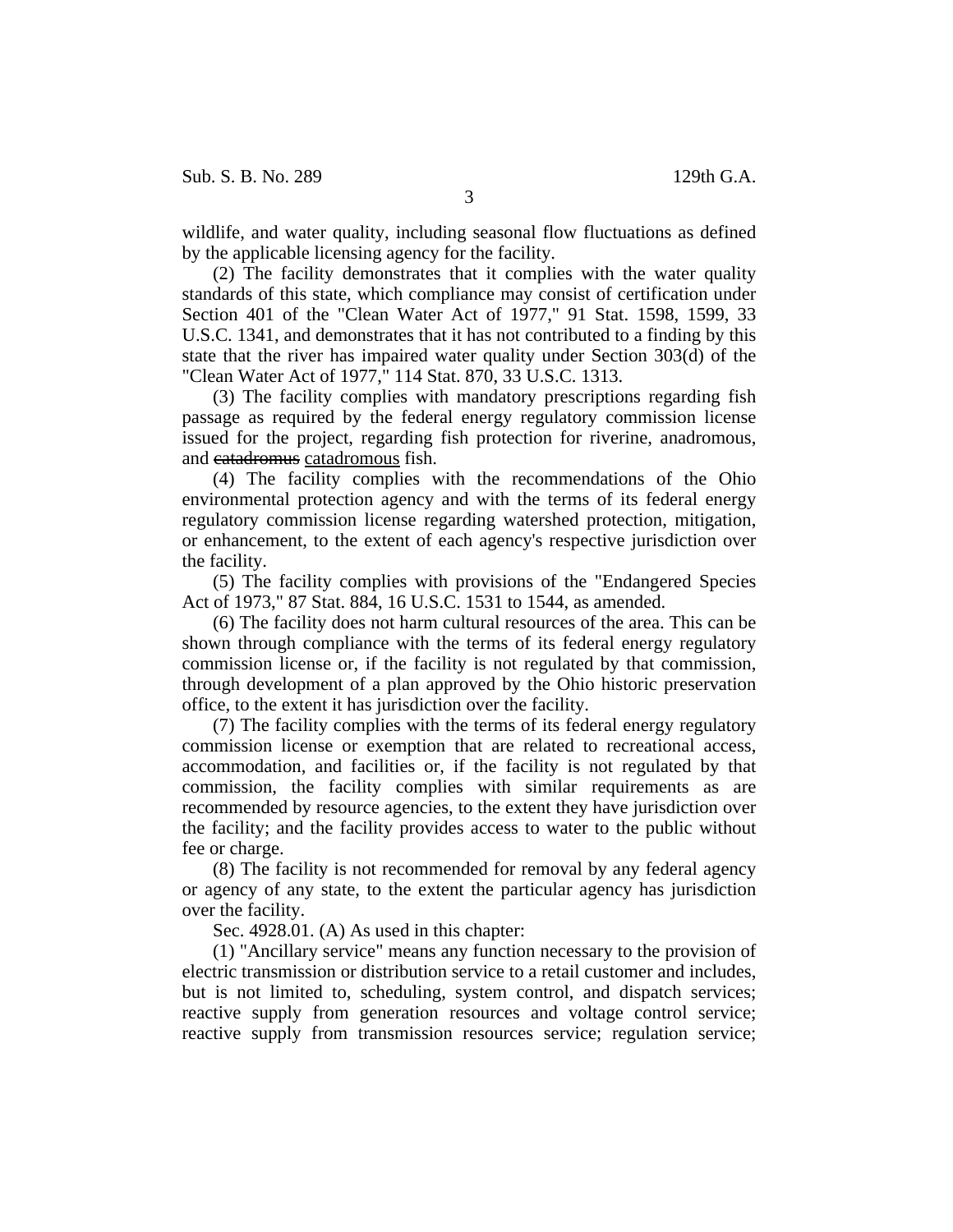wildlife, and water quality, including seasonal flow fluctuations as defined by the applicable licensing agency for the facility.

(2) The facility demonstrates that it complies with the water quality standards of this state, which compliance may consist of certification under Section 401 of the "Clean Water Act of 1977," 91 Stat. 1598, 1599, 33 U.S.C. 1341, and demonstrates that it has not contributed to a finding by this state that the river has impaired water quality under Section 303(d) of the "Clean Water Act of 1977," 114 Stat. 870, 33 U.S.C. 1313.

(3) The facility complies with mandatory prescriptions regarding fish passage as required by the federal energy regulatory commission license issued for the project, regarding fish protection for riverine, anadromous, and ~~catadromus~~ <u>catadromous</u> fish.

(4) The facility complies with the recommendations of the Ohio environmental protection agency and with the terms of its federal energy regulatory commission license regarding watershed protection, mitigation, or enhancement, to the extent of each agency's respective jurisdiction over the facility.

(5) The facility complies with provisions of the "Endangered Species Act of 1973," 87 Stat. 884, 16 U.S.C. 1531 to 1544, as amended.

(6) The facility does not harm cultural resources of the area. This can be shown through compliance with the terms of its federal energy regulatory commission license or, if the facility is not regulated by that commission, through development of a plan approved by the Ohio historic preservation office, to the extent it has jurisdiction over the facility.

(7) The facility complies with the terms of its federal energy regulatory commission license or exemption that are related to recreational access, accommodation, and facilities or, if the facility is not regulated by that commission, the facility complies with similar requirements as are recommended by resource agencies, to the extent they have jurisdiction over the facility; and the facility provides access to water to the public without fee or charge.

(8) The facility is not recommended for removal by any federal agency or agency of any state, to the extent the particular agency has jurisdiction over the facility.

Sec. 4928.01. (A) As used in this chapter:

(1) "Ancillary service" means any function necessary to the provision of electric transmission or distribution service to a retail customer and includes, but is not limited to, scheduling, system control, and dispatch services; reactive supply from generation resources and voltage control service; reactive supply from transmission resources service; regulation service;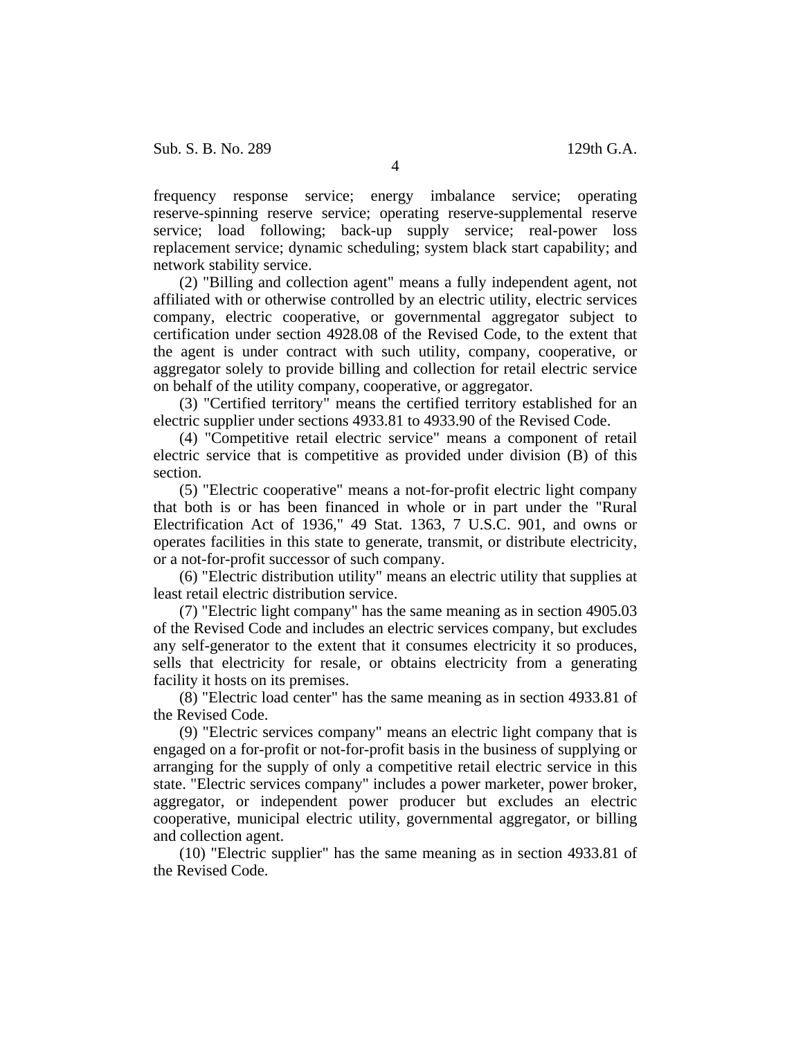frequency response service; energy imbalance service; operating reserve-spinning reserve service; operating reserve-supplemental reserve service; load following; back-up supply service; real-power loss replacement service; dynamic scheduling; system black start capability; and network stability service.

(2) "Billing and collection agent" means a fully independent agent, not affiliated with or otherwise controlled by an electric utility, electric services company, electric cooperative, or governmental aggregator subject to certification under section 4928.08 of the Revised Code, to the extent that the agent is under contract with such utility, company, cooperative, or aggregator solely to provide billing and collection for retail electric service on behalf of the utility company, cooperative, or aggregator.

(3) "Certified territory" means the certified territory established for an electric supplier under sections 4933.81 to 4933.90 of the Revised Code.

(4) "Competitive retail electric service" means a component of retail electric service that is competitive as provided under division (B) of this section.

(5) "Electric cooperative" means a not-for-profit electric light company that both is or has been financed in whole or in part under the "Rural Electrification Act of 1936," 49 Stat. 1363, 7 U.S.C. 901, and owns or operates facilities in this state to generate, transmit, or distribute electricity, or a not-for-profit successor of such company.

(6) "Electric distribution utility" means an electric utility that supplies at least retail electric distribution service.

(7) "Electric light company" has the same meaning as in section 4905.03 of the Revised Code and includes an electric services company, but excludes any self-generator to the extent that it consumes electricity it so produces, sells that electricity for resale, or obtains electricity from a generating facility it hosts on its premises.

(8) "Electric load center" has the same meaning as in section 4933.81 of the Revised Code.

(9) "Electric services company" means an electric light company that is engaged on a for-profit or not-for-profit basis in the business of supplying or arranging for the supply of only a competitive retail electric service in this state. "Electric services company" includes a power marketer, power broker, aggregator, or independent power producer but excludes an electric cooperative, municipal electric utility, governmental aggregator, or billing and collection agent.

(10) "Electric supplier" has the same meaning as in section 4933.81 of the Revised Code.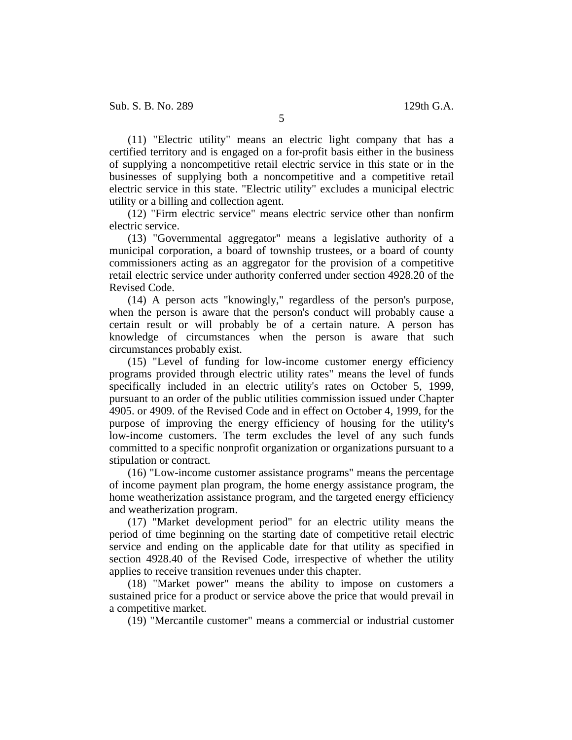(11) "Electric utility" means an electric light company that has a certified territory and is engaged on a for-profit basis either in the business of supplying a noncompetitive retail electric service in this state or in the businesses of supplying both a noncompetitive and a competitive retail electric service in this state. "Electric utility" excludes a municipal electric utility or a billing and collection agent.

(12) "Firm electric service" means electric service other than nonfirm electric service.

(13) "Governmental aggregator" means a legislative authority of a municipal corporation, a board of township trustees, or a board of county commissioners acting as an aggregator for the provision of a competitive retail electric service under authority conferred under section 4928.20 of the Revised Code.

(14) A person acts "knowingly," regardless of the person's purpose, when the person is aware that the person's conduct will probably cause a certain result or will probably be of a certain nature. A person has knowledge of circumstances when the person is aware that such circumstances probably exist.

(15) "Level of funding for low-income customer energy efficiency programs provided through electric utility rates" means the level of funds specifically included in an electric utility's rates on October 5, 1999, pursuant to an order of the public utilities commission issued under Chapter 4905. or 4909. of the Revised Code and in effect on October 4, 1999, for the purpose of improving the energy efficiency of housing for the utility's low-income customers. The term excludes the level of any such funds committed to a specific nonprofit organization or organizations pursuant to a stipulation or contract.

(16) "Low-income customer assistance programs" means the percentage of income payment plan program, the home energy assistance program, the home weatherization assistance program, and the targeted energy efficiency and weatherization program.

(17) "Market development period" for an electric utility means the period of time beginning on the starting date of competitive retail electric service and ending on the applicable date for that utility as specified in section 4928.40 of the Revised Code, irrespective of whether the utility applies to receive transition revenues under this chapter.

(18) "Market power" means the ability to impose on customers a sustained price for a product or service above the price that would prevail in a competitive market.

(19) "Mercantile customer" means a commercial or industrial customer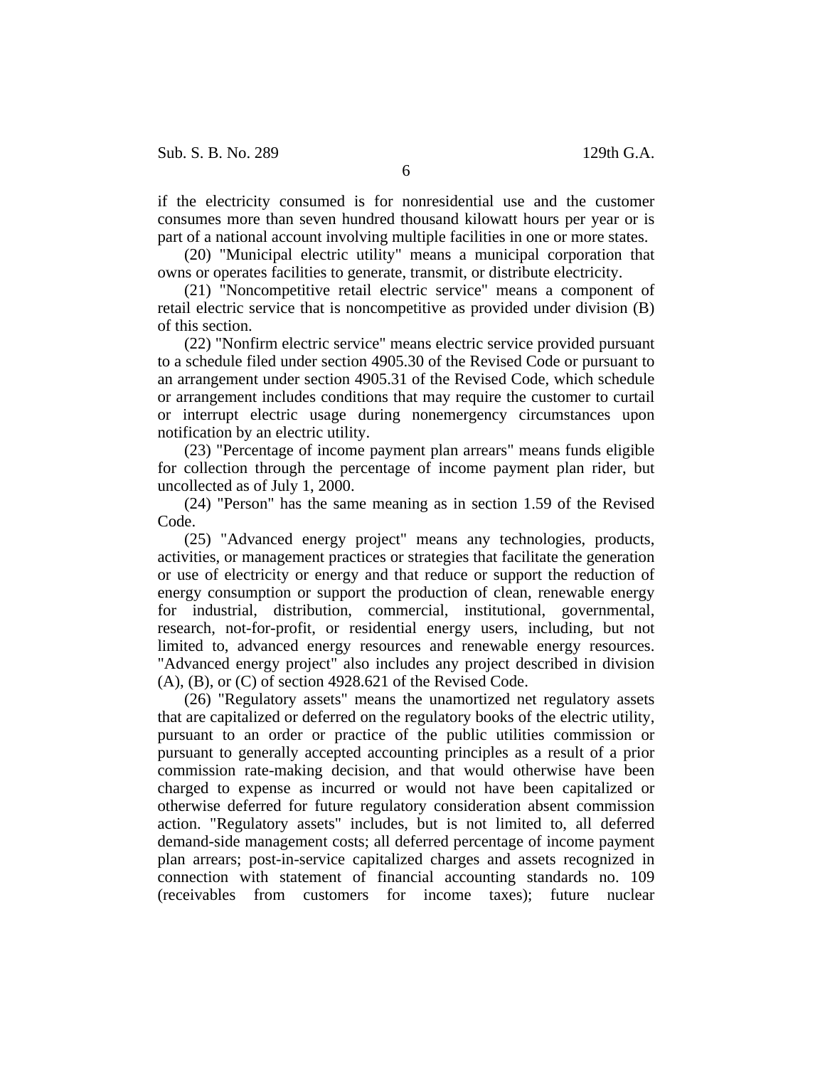if the electricity consumed is for nonresidential use and the customer consumes more than seven hundred thousand kilowatt hours per year or is part of a national account involving multiple facilities in one or more states.

(20) "Municipal electric utility" means a municipal corporation that owns or operates facilities to generate, transmit, or distribute electricity.

(21) "Noncompetitive retail electric service" means a component of retail electric service that is noncompetitive as provided under division (B) of this section.

(22) "Nonfirm electric service" means electric service provided pursuant to a schedule filed under section 4905.30 of the Revised Code or pursuant to an arrangement under section 4905.31 of the Revised Code, which schedule or arrangement includes conditions that may require the customer to curtail or interrupt electric usage during nonemergency circumstances upon notification by an electric utility.

(23) "Percentage of income payment plan arrears" means funds eligible for collection through the percentage of income payment plan rider, but uncollected as of July 1, 2000.

(24) "Person" has the same meaning as in section 1.59 of the Revised Code.

(25) "Advanced energy project" means any technologies, products, activities, or management practices or strategies that facilitate the generation or use of electricity or energy and that reduce or support the reduction of energy consumption or support the production of clean, renewable energy for industrial, distribution, commercial, institutional, governmental, research, not-for-profit, or residential energy users, including, but not limited to, advanced energy resources and renewable energy resources. "Advanced energy project" also includes any project described in division (A), (B), or (C) of section 4928.621 of the Revised Code.

(26) "Regulatory assets" means the unamortized net regulatory assets that are capitalized or deferred on the regulatory books of the electric utility, pursuant to an order or practice of the public utilities commission or pursuant to generally accepted accounting principles as a result of a prior commission rate-making decision, and that would otherwise have been charged to expense as incurred or would not have been capitalized or otherwise deferred for future regulatory consideration absent commission action. "Regulatory assets" includes, but is not limited to, all deferred demand-side management costs; all deferred percentage of income payment plan arrears; post-in-service capitalized charges and assets recognized in connection with statement of financial accounting standards no. 109 (receivables from customers for income taxes); future nuclear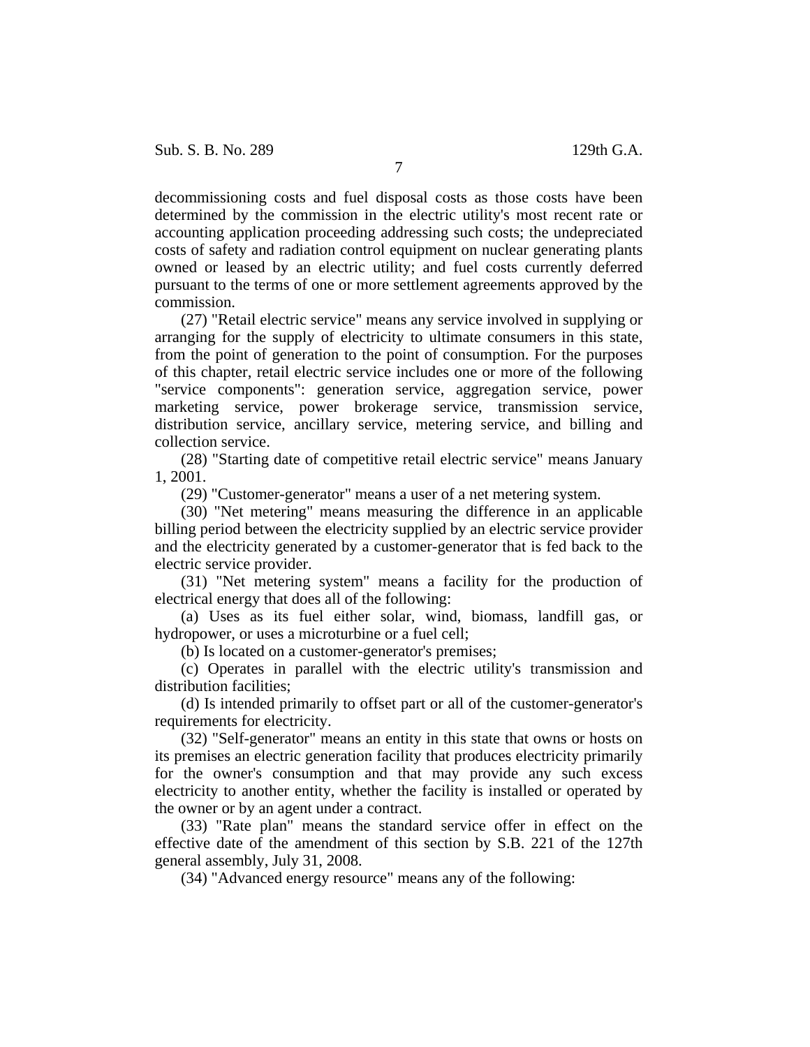decommissioning costs and fuel disposal costs as those costs have been determined by the commission in the electric utility's most recent rate or accounting application proceeding addressing such costs; the undepreciated costs of safety and radiation control equipment on nuclear generating plants owned or leased by an electric utility; and fuel costs currently deferred pursuant to the terms of one or more settlement agreements approved by the commission.

(27) "Retail electric service" means any service involved in supplying or arranging for the supply of electricity to ultimate consumers in this state, from the point of generation to the point of consumption. For the purposes of this chapter, retail electric service includes one or more of the following "service components": generation service, aggregation service, power marketing service, power brokerage service, transmission service, distribution service, ancillary service, metering service, and billing and collection service.

(28) "Starting date of competitive retail electric service" means January 1, 2001.

(29) "Customer-generator" means a user of a net metering system.

(30) "Net metering" means measuring the difference in an applicable billing period between the electricity supplied by an electric service provider and the electricity generated by a customer-generator that is fed back to the electric service provider.

(31) "Net metering system" means a facility for the production of electrical energy that does all of the following:

(a) Uses as its fuel either solar, wind, biomass, landfill gas, or hydropower, or uses a microturbine or a fuel cell;

(b) Is located on a customer-generator's premises;

(c) Operates in parallel with the electric utility's transmission and distribution facilities;

(d) Is intended primarily to offset part or all of the customer-generator's requirements for electricity.

(32) "Self-generator" means an entity in this state that owns or hosts on its premises an electric generation facility that produces electricity primarily for the owner's consumption and that may provide any such excess electricity to another entity, whether the facility is installed or operated by the owner or by an agent under a contract.

(33) "Rate plan" means the standard service offer in effect on the effective date of the amendment of this section by S.B. 221 of the 127th general assembly, July 31, 2008.

(34) "Advanced energy resource" means any of the following: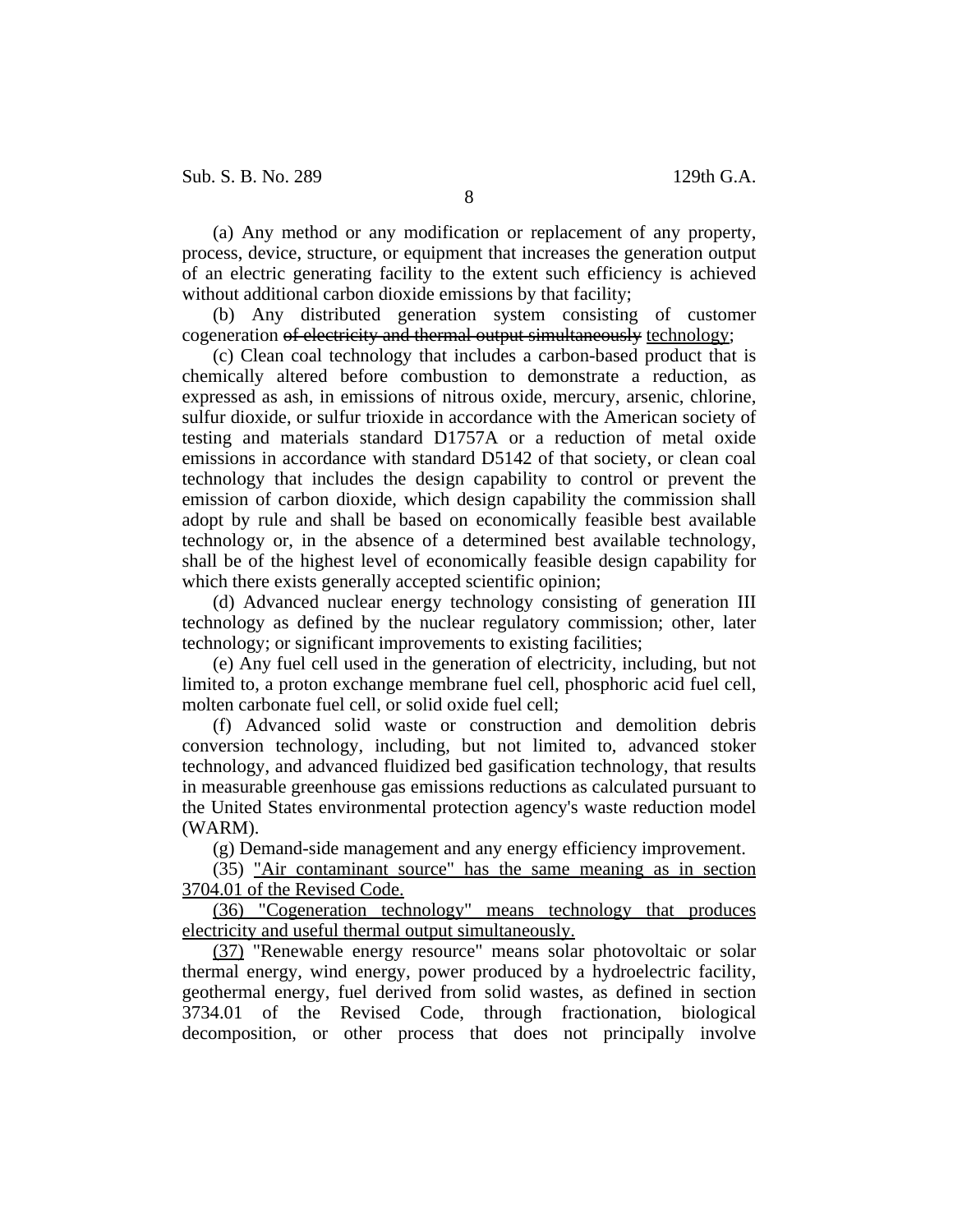(a) Any method or any modification or replacement of any property, process, device, structure, or equipment that increases the generation output of an electric generating facility to the extent such efficiency is achieved without additional carbon dioxide emissions by that facility;

(b) Any distributed generation system consisting of customer cogeneration ~~of electricity and thermal output simultaneously~~ <u>technology</u>;

(c) Clean coal technology that includes a carbon-based product that is chemically altered before combustion to demonstrate a reduction, as expressed as ash, in emissions of nitrous oxide, mercury, arsenic, chlorine, sulfur dioxide, or sulfur trioxide in accordance with the American society of testing and materials standard D1757A or a reduction of metal oxide emissions in accordance with standard D5142 of that society, or clean coal technology that includes the design capability to control or prevent the emission of carbon dioxide, which design capability the commission shall adopt by rule and shall be based on economically feasible best available technology or, in the absence of a determined best available technology, shall be of the highest level of economically feasible design capability for which there exists generally accepted scientific opinion;

(d) Advanced nuclear energy technology consisting of generation III technology as defined by the nuclear regulatory commission; other, later technology; or significant improvements to existing facilities;

(e) Any fuel cell used in the generation of electricity, including, but not limited to, a proton exchange membrane fuel cell, phosphoric acid fuel cell, molten carbonate fuel cell, or solid oxide fuel cell;

(f) Advanced solid waste or construction and demolition debris conversion technology, including, but not limited to, advanced stoker technology, and advanced fluidized bed gasification technology, that results in measurable greenhouse gas emissions reductions as calculated pursuant to the United States environmental protection agency's waste reduction model (WARM).

(g) Demand-side management and any energy efficiency improvement.

(35) <u>"Air contaminant source" has the same meaning as in section 3704.01 of the Revised Code.</u>

<u>(36) "Cogeneration technology" means technology that produces electricity and useful thermal output simultaneously.</u>

<u>(37)</u> "Renewable energy resource" means solar photovoltaic or solar thermal energy, wind energy, power produced by a hydroelectric facility, geothermal energy, fuel derived from solid wastes, as defined in section 3734.01 of the Revised Code, through fractionation, biological decomposition, or other process that does not principally involve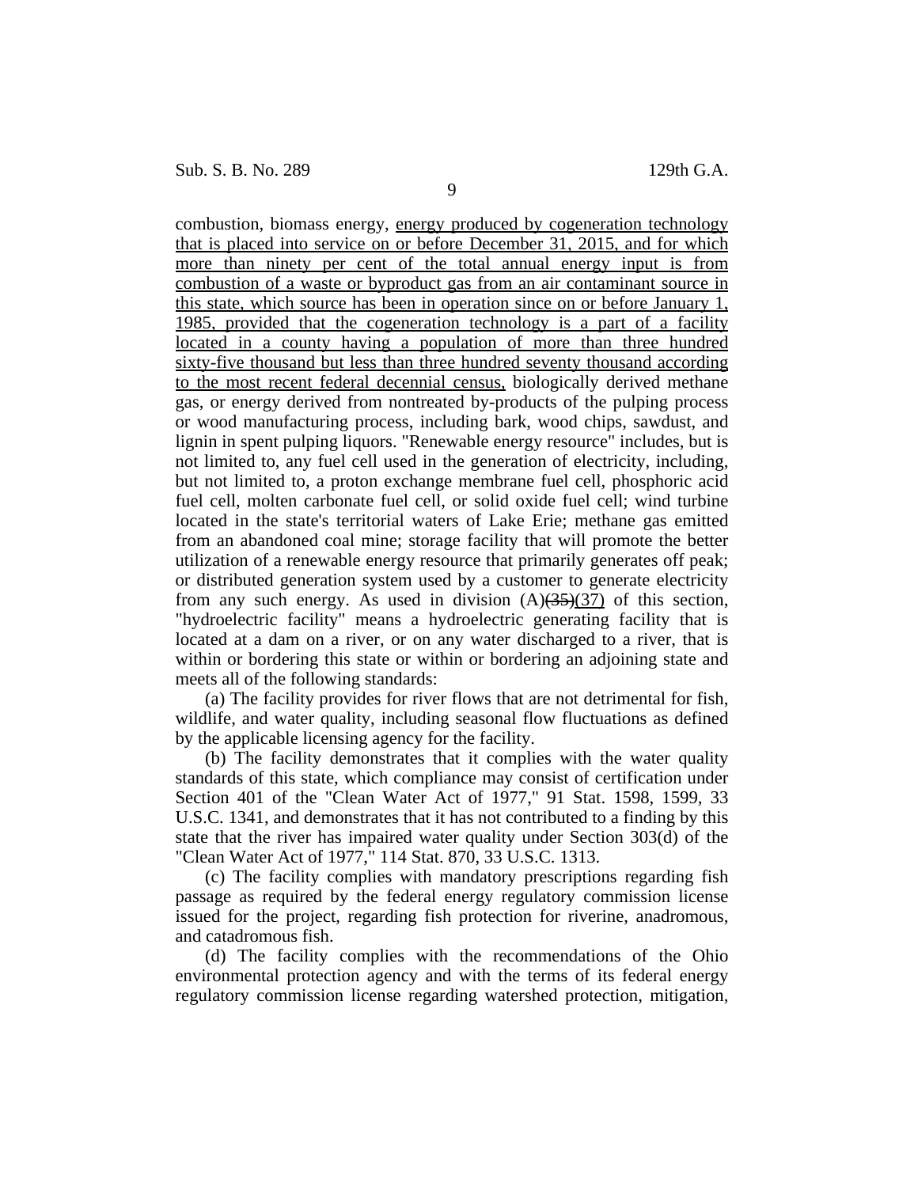combustion, biomass energy, energy produced by cogeneration technology that is placed into service on or before December 31, 2015, and for which more than ninety per cent of the total annual energy input is from combustion of a waste or byproduct gas from an air contaminant source in this state, which source has been in operation since on or before January 1, 1985, provided that the cogeneration technology is a part of a facility located in a county having a population of more than three hundred sixty-five thousand but less than three hundred seventy thousand according to the most recent federal decennial census, biologically derived methane gas, or energy derived from nontreated by-products of the pulping process or wood manufacturing process, including bark, wood chips, sawdust, and lignin in spent pulping liquors. "Renewable energy resource" includes, but is not limited to, any fuel cell used in the generation of electricity, including, but not limited to, a proton exchange membrane fuel cell, phosphoric acid fuel cell, molten carbonate fuel cell, or solid oxide fuel cell; wind turbine located in the state's territorial waters of Lake Erie; methane gas emitted from an abandoned coal mine; storage facility that will promote the better utilization of a renewable energy resource that primarily generates off peak; or distributed generation system used by a customer to generate electricity from any such energy. As used in division (A)~~(35)~~(37) of this section, "hydroelectric facility" means a hydroelectric generating facility that is located at a dam on a river, or on any water discharged to a river, that is within or bordering this state or within or bordering an adjoining state and meets all of the following standards:

(a) The facility provides for river flows that are not detrimental for fish, wildlife, and water quality, including seasonal flow fluctuations as defined by the applicable licensing agency for the facility.

(b) The facility demonstrates that it complies with the water quality standards of this state, which compliance may consist of certification under Section 401 of the "Clean Water Act of 1977," 91 Stat. 1598, 1599, 33 U.S.C. 1341, and demonstrates that it has not contributed to a finding by this state that the river has impaired water quality under Section 303(d) of the "Clean Water Act of 1977," 114 Stat. 870, 33 U.S.C. 1313.

(c) The facility complies with mandatory prescriptions regarding fish passage as required by the federal energy regulatory commission license issued for the project, regarding fish protection for riverine, anadromous, and catadromous fish.

(d) The facility complies with the recommendations of the Ohio environmental protection agency and with the terms of its federal energy regulatory commission license regarding watershed protection, mitigation,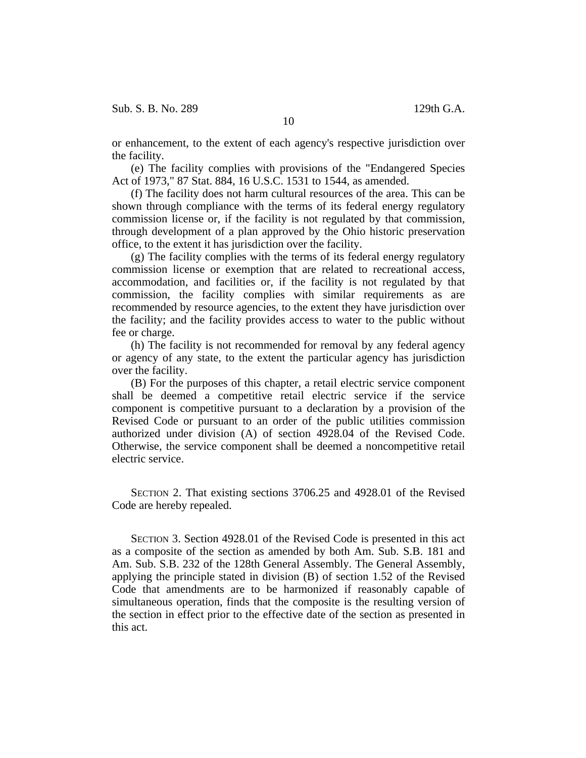or enhancement, to the extent of each agency's respective jurisdiction over the facility.

(e) The facility complies with provisions of the "Endangered Species Act of 1973," 87 Stat. 884, 16 U.S.C. 1531 to 1544, as amended.

(f) The facility does not harm cultural resources of the area. This can be shown through compliance with the terms of its federal energy regulatory commission license or, if the facility is not regulated by that commission, through development of a plan approved by the Ohio historic preservation office, to the extent it has jurisdiction over the facility.

(g) The facility complies with the terms of its federal energy regulatory commission license or exemption that are related to recreational access, accommodation, and facilities or, if the facility is not regulated by that commission, the facility complies with similar requirements as are recommended by resource agencies, to the extent they have jurisdiction over the facility; and the facility provides access to water to the public without fee or charge.

(h) The facility is not recommended for removal by any federal agency or agency of any state, to the extent the particular agency has jurisdiction over the facility.

(B) For the purposes of this chapter, a retail electric service component shall be deemed a competitive retail electric service if the service component is competitive pursuant to a declaration by a provision of the Revised Code or pursuant to an order of the public utilities commission authorized under division (A) of section 4928.04 of the Revised Code. Otherwise, the service component shall be deemed a noncompetitive retail electric service.

SECTION 2. That existing sections 3706.25 and 4928.01 of the Revised Code are hereby repealed.

SECTION 3. Section 4928.01 of the Revised Code is presented in this act as a composite of the section as amended by both Am. Sub. S.B. 181 and Am. Sub. S.B. 232 of the 128th General Assembly. The General Assembly, applying the principle stated in division (B) of section 1.52 of the Revised Code that amendments are to be harmonized if reasonably capable of simultaneous operation, finds that the composite is the resulting version of the section in effect prior to the effective date of the section as presented in this act.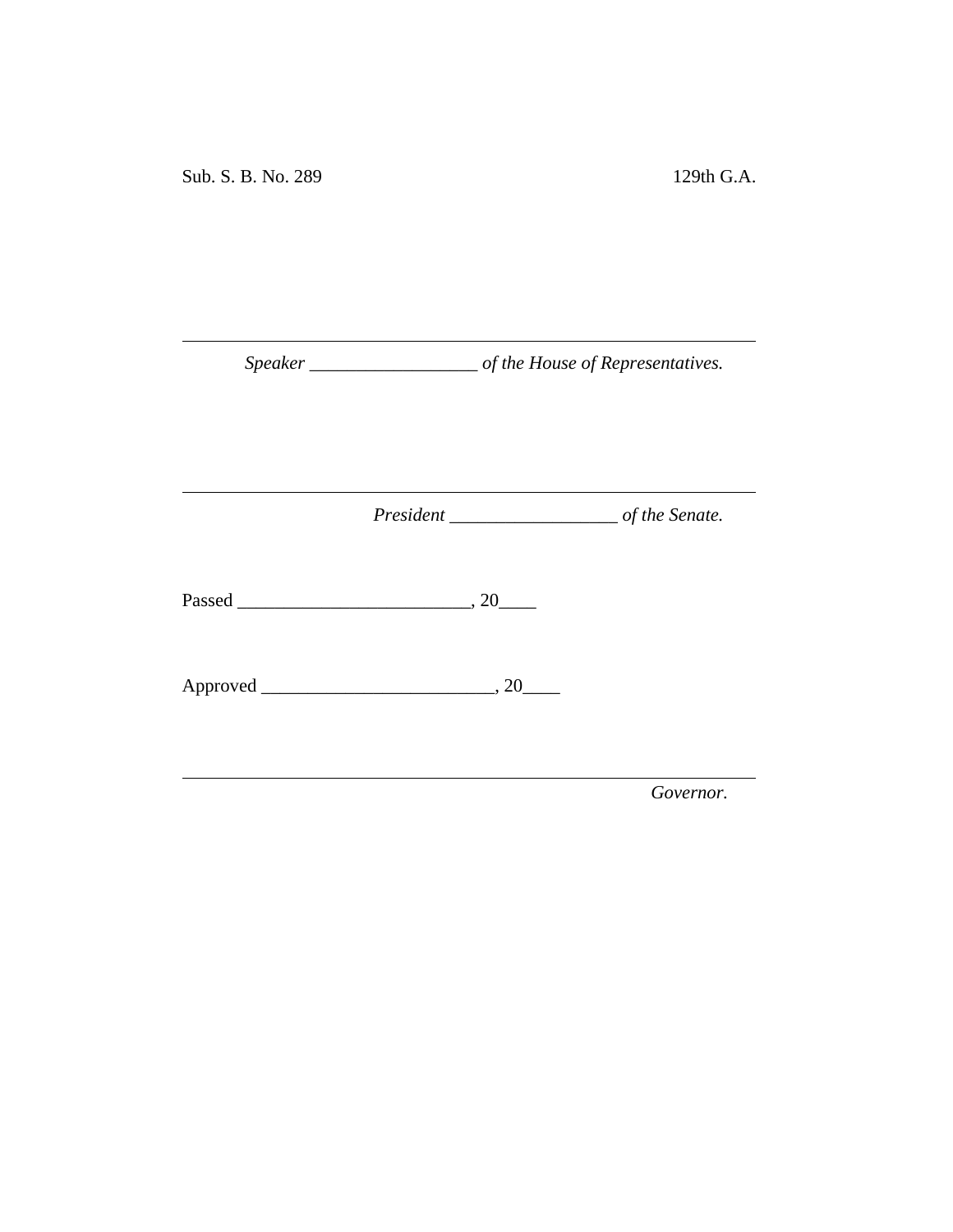Sub. S. B. No. 289 129th G.A.

---

*Speaker* ___________________ *of the House of Representatives.*

---

*President* ___________________ *of the Senate.*

Passed _________________________, 20____

Approved _________________________, 20____

---

*Governor.*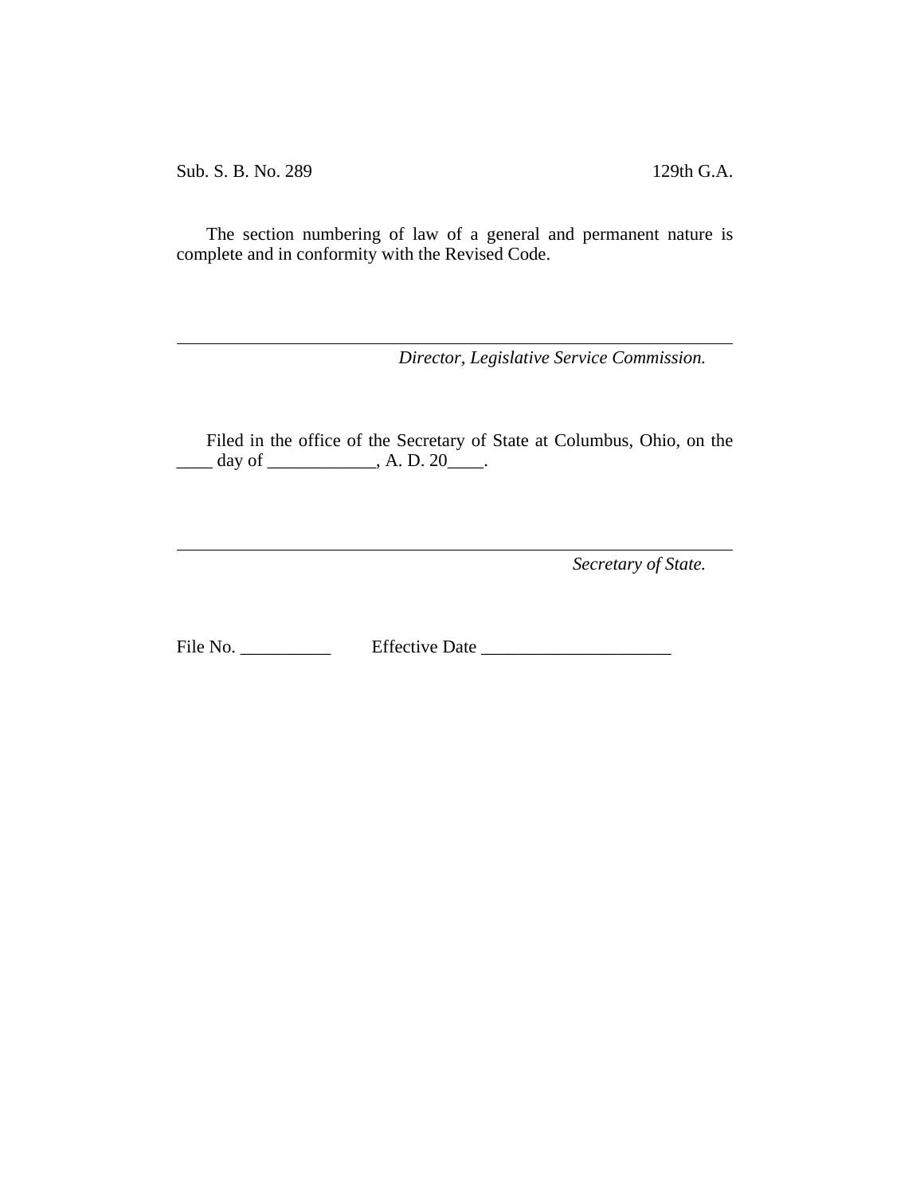The section numbering of law of a general and permanent nature is complete and in conformity with the Revised Code.

______________________________________________________________________

*Director, Legislative Service Commission.*

Filed in the office of the Secretary of State at Columbus, Ohio, on the ____ day of ____________, A. D. 20____.

______________________________________________________________________

*Secretary of State.*

File No. __________ Effective Date _____________________